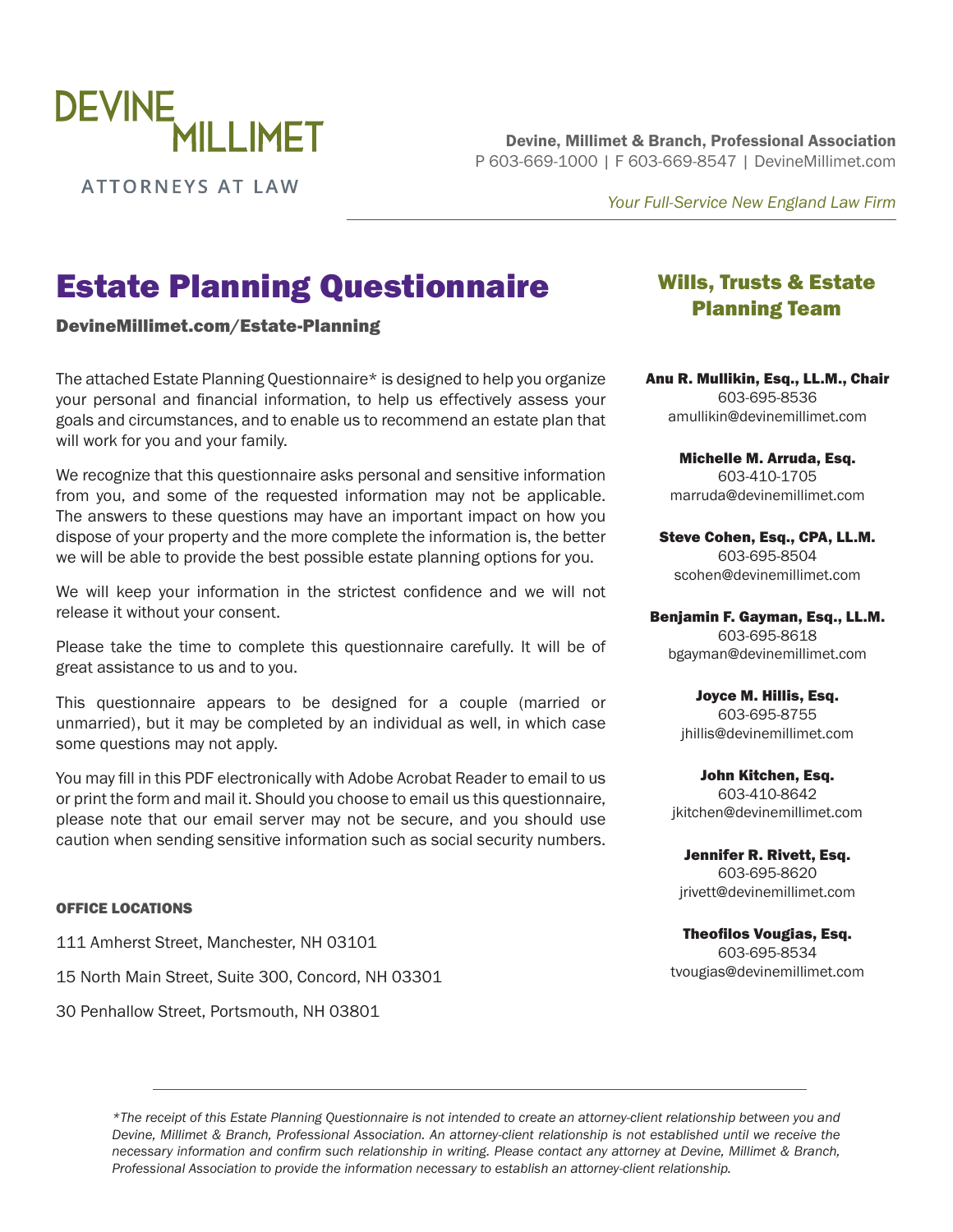DEVINE MILLIMET

ATTORNEYS AT LAW

**Devine, Millimet & Branch, Professional Association**
P 603-669-1000 | F 603-669-8547 | DevineMillimet.com

*Your Full-Service New England Law Firm*

# Estate Planning Questionnaire

**DevineMillimet.com/Estate-Planning**

The attached Estate Planning Questionnaire* is designed to help you organize your personal and financial information, to help us effectively assess your goals and circumstances, and to enable us to recommend an estate plan that will work for you and your family.

We recognize that this questionnaire asks personal and sensitive information from you, and some of the requested information may not be applicable. The answers to these questions may have an important impact on how you dispose of your property and the more complete the information is, the better we will be able to provide the best possible estate planning options for you.

We will keep your information in the strictest confidence and we will not release it without your consent.

Please take the time to complete this questionnaire carefully. It will be of great assistance to us and to you.

This questionnaire appears to be designed for a couple (married or unmarried), but it may be completed by an individual as well, in which case some questions may not apply.

You may fill in this PDF electronically with Adobe Acrobat Reader to email to us or print the form and mail it. Should you choose to email us this questionnaire, please note that our email server may not be secure, and you should use caution when sending sensitive information such as social security numbers.

**OFFICE LOCATIONS**

111 Amherst Street, Manchester, NH 03101

15 North Main Street, Suite 300, Concord, NH 03301

30 Penhallow Street, Portsmouth, NH 03801

## Wills, Trusts & Estate Planning Team

**Anu R. Mullikin, Esq., LL.M., Chair**
603-695-8536
amullikin@devinemillimet.com

**Michelle M. Arruda, Esq.**
603-410-1705
marruda@devinemillimet.com

**Steve Cohen, Esq., CPA, LL.M.**
603-695-8504
scohen@devinemillimet.com

**Benjamin F. Gayman, Esq., LL.M.**
603-695-8618
bgayman@devinemillimet.com

**Joyce M. Hillis, Esq.**
603-695-8755
jhillis@devinemillimet.com

**John Kitchen, Esq.**
603-410-8642
jkitchen@devinemillimet.com

**Jennifer R. Rivett, Esq.**
603-695-8620
jrivett@devinemillimet.com

**Theofilos Vougias, Esq.**
603-695-8534
tvougias@devinemillimet.com

*\*The receipt of this Estate Planning Questionnaire is not intended to create an attorney-client relationship between you and Devine, Millimet & Branch, Professional Association. An attorney-client relationship is not established until we receive the necessary information and confirm such relationship in writing. Please contact any attorney at Devine, Millimet & Branch, Professional Association to provide the information necessary to establish an attorney-client relationship.*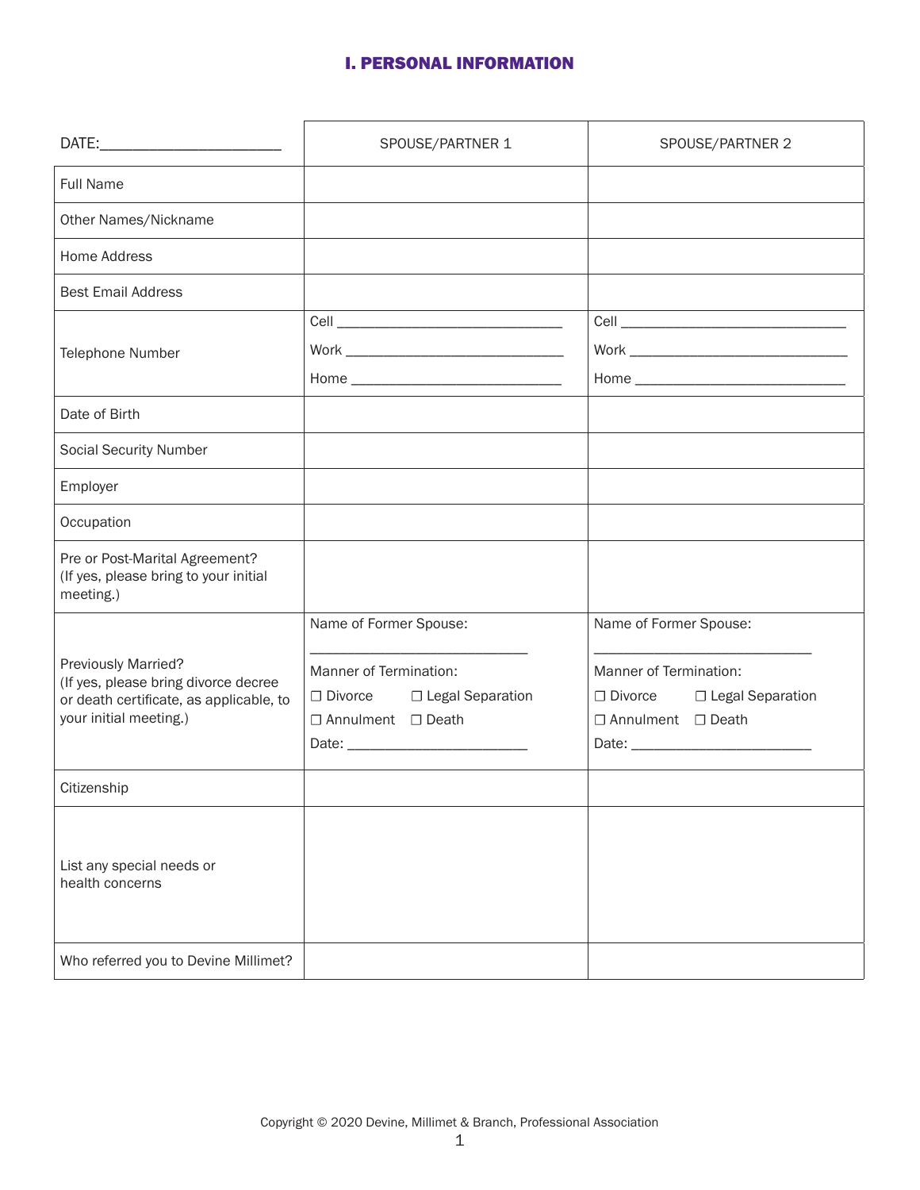# I. PERSONAL INFORMATION

| DATE:______________________ | SPOUSE/PARTNER 1 | SPOUSE/PARTNER 2 |
|---|---|---|
| Full Name | | |
| Other Names/Nickname | | |
| Home Address | | |
| Best Email Address | | |
| Telephone Number | Cell ______________________________<br>Work ______________________________<br>Home ______________________________ | Cell ______________________________<br>Work ______________________________<br>Home ______________________________ |
| Date of Birth | | |
| Social Security Number | | |
| Employer | | |
| Occupation | | |
| Pre or Post-Marital Agreement? (If yes, please bring to your initial meeting.) | | |
| Previously Married? (If yes, please bring divorce decree or death certificate, as applicable, to your initial meeting.) | Name of Former Spouse:<br>____________________________<br>Manner of Termination:<br>☐ Divorce ☐ Legal Separation<br>☐ Annulment ☐ Death<br>Date: ________________________ | Name of Former Spouse:<br>____________________________<br>Manner of Termination:<br>☐ Divorce ☐ Legal Separation<br>☐ Annulment ☐ Death<br>Date: ________________________ |
| Citizenship | | |
| List any special needs or health concerns | | |
| Who referred you to Devine Millimet? | | |

Copyright © 2020 Devine, Millimet & Branch, Professional Association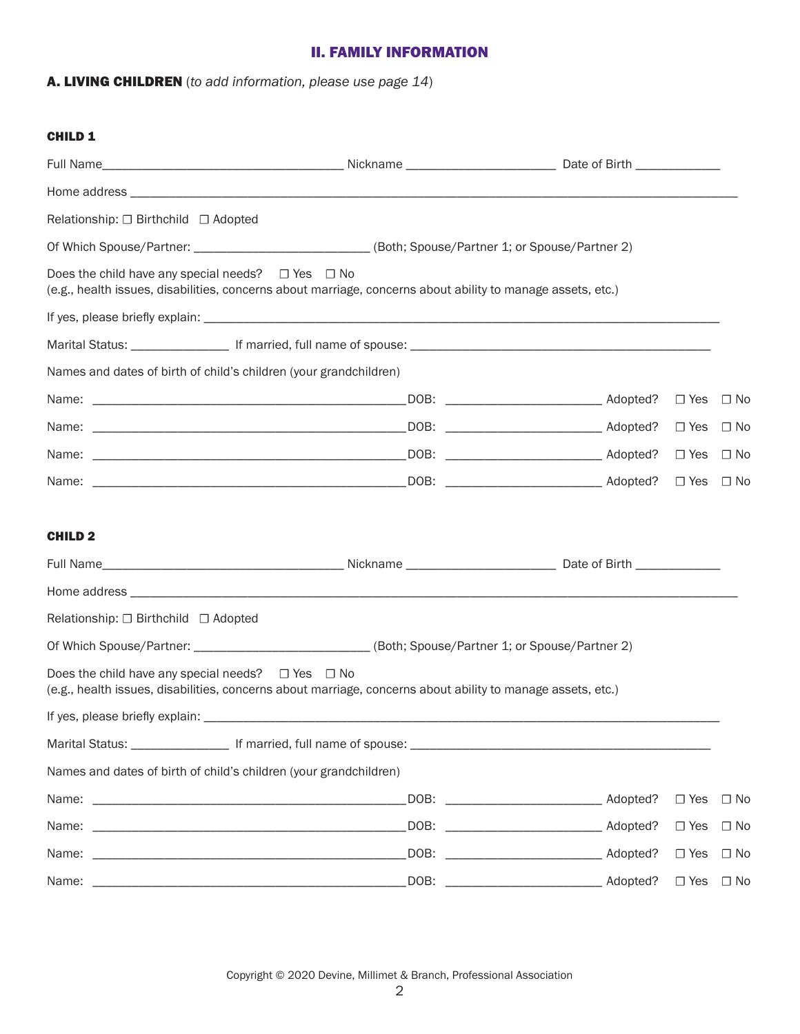## II. FAMILY INFORMATION

**A. LIVING CHILDREN** (*to add information, please use page 14*)

**CHILD 1**

Full Name_____________________________________ Nickname _______________________ Date of Birth _____________

Home address ___________________________________________________________________________________________

Relationship: ☐ Birthchild ☐ Adopted

Of Which Spouse/Partner: ___________________________ (Both; Spouse/Partner 1; or Spouse/Partner 2)

Does the child have any special needs? ☐ Yes ☐ No
(e.g., health issues, disabilities, concerns about marriage, concerns about ability to manage assets, etc.)

If yes, please briefly explain: ________________________________________________________________________________

Marital Status: _______________ If married, full name of spouse: _______________________________________________

Names and dates of birth of child's children (your grandchildren)

Name: _________________________________________________ DOB: ________________________ Adopted? ☐ Yes ☐ No

Name: _________________________________________________ DOB: ________________________ Adopted? ☐ Yes ☐ No

Name: _________________________________________________ DOB: ________________________ Adopted? ☐ Yes ☐ No

Name: _________________________________________________ DOB: ________________________ Adopted? ☐ Yes ☐ No

**CHILD 2**

Full Name_____________________________________ Nickname _______________________ Date of Birth _____________

Home address ___________________________________________________________________________________________

Relationship: ☐ Birthchild ☐ Adopted

Of Which Spouse/Partner: ___________________________ (Both; Spouse/Partner 1; or Spouse/Partner 2)

Does the child have any special needs? ☐ Yes ☐ No
(e.g., health issues, disabilities, concerns about marriage, concerns about ability to manage assets, etc.)

If yes, please briefly explain: ________________________________________________________________________________

Marital Status: _______________ If married, full name of spouse: _______________________________________________

Names and dates of birth of child's children (your grandchildren)

Name: _________________________________________________ DOB: ________________________ Adopted? ☐ Yes ☐ No

Name: _________________________________________________ DOB: ________________________ Adopted? ☐ Yes ☐ No

Name: _________________________________________________ DOB: ________________________ Adopted? ☐ Yes ☐ No

Name: _________________________________________________ DOB: ________________________ Adopted? ☐ Yes ☐ No

Copyright © 2020 Devine, Millimet & Branch, Professional Association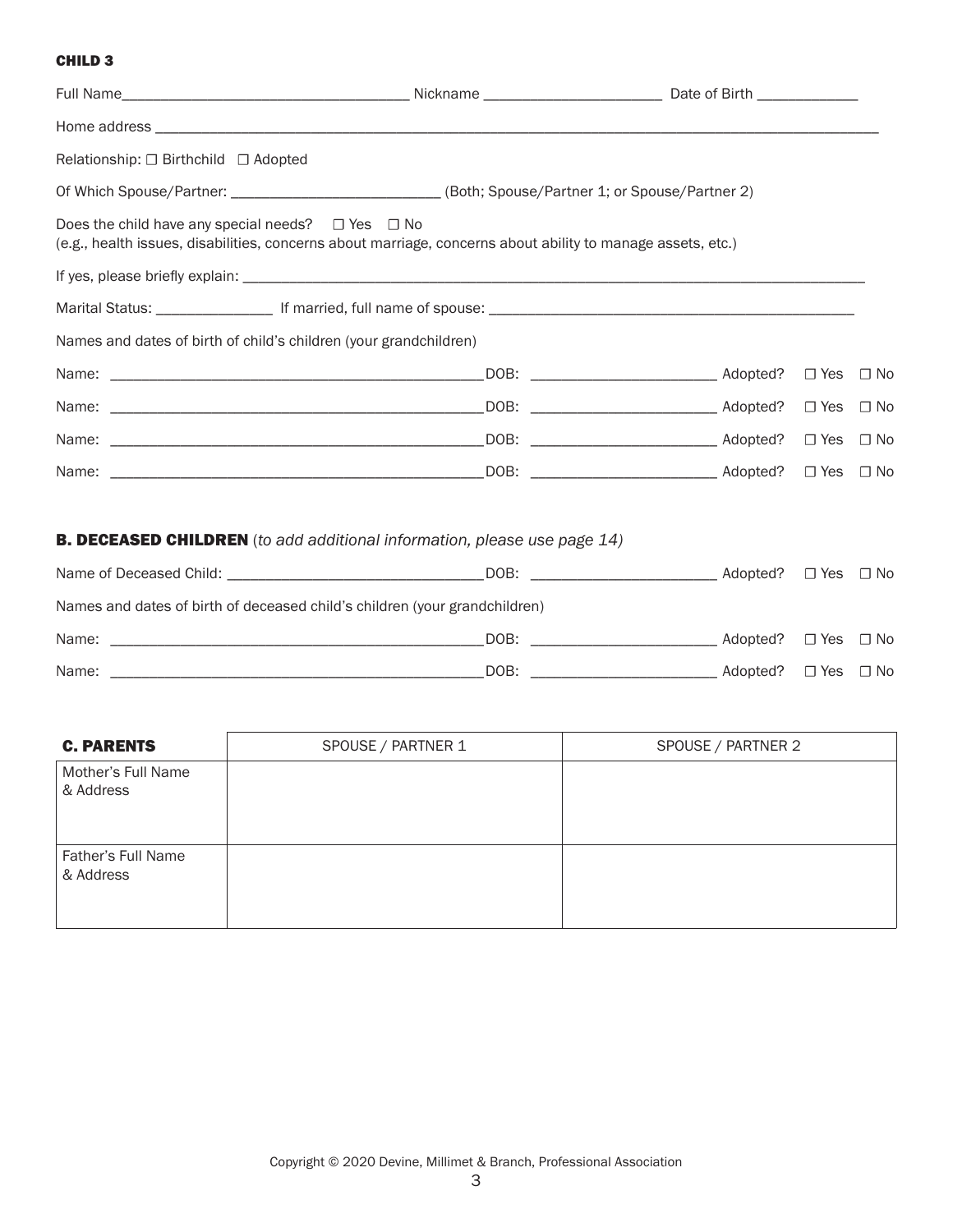### CHILD 3

Full Name\_\_\_\_\_\_\_\_\_\_\_\_\_\_\_\_\_\_\_\_\_\_\_\_\_\_\_\_\_\_\_\_\_\_\_\_ Nickname \_\_\_\_\_\_\_\_\_\_\_\_\_\_\_\_\_\_\_\_\_\_ Date of Birth \_\_\_\_\_\_\_\_\_\_\_\_\_

Home address \_\_\_\_\_\_\_\_\_\_\_\_\_\_\_\_\_\_\_\_\_\_\_\_\_\_\_\_\_\_\_\_\_\_\_\_\_\_\_\_\_\_\_\_\_\_\_\_\_\_\_\_\_\_\_\_\_\_\_\_\_\_\_\_\_\_\_\_\_\_\_\_\_\_\_\_\_\_\_\_\_\_\_\_\_\_\_\_\_\_\_

Relationship: ☐ Birthchild ☐ Adopted

Of Which Spouse/Partner: \_\_\_\_\_\_\_\_\_\_\_\_\_\_\_\_\_\_\_\_\_\_\_\_\_\_\_ (Both; Spouse/Partner 1; or Spouse/Partner 2)

Does the child have any special needs? ☐ Yes ☐ No
(e.g., health issues, disabilities, concerns about marriage, concerns about ability to manage assets, etc.)

If yes, please briefly explain: \_\_\_\_\_\_\_\_\_\_\_\_\_\_\_\_\_\_\_\_\_\_\_\_\_\_\_\_\_\_\_\_\_\_\_\_\_\_\_\_\_\_\_\_\_\_\_\_\_\_\_\_\_\_\_\_\_\_\_\_\_\_\_\_\_\_\_\_\_\_\_\_\_\_\_\_\_\_\_\_\_\_\_\_\_\_

Marital Status: \_\_\_\_\_\_\_\_\_\_\_\_\_\_\_ If married, full name of spouse: \_\_\_\_\_\_\_\_\_\_\_\_\_\_\_\_\_\_\_\_\_\_\_\_\_\_\_\_\_\_\_\_\_\_\_\_\_\_\_\_\_\_\_\_\_\_

Names and dates of birth of child's children (your grandchildren)

Name: \_\_\_\_\_\_\_\_\_\_\_\_\_\_\_\_\_\_\_\_\_\_\_\_\_\_\_\_\_\_\_\_\_\_\_\_\_\_\_\_\_\_\_\_\_\_ DOB: \_\_\_\_\_\_\_\_\_\_\_\_\_\_\_\_\_\_\_\_\_\_\_\_ Adopted? ☐ Yes ☐ No

Name: \_\_\_\_\_\_\_\_\_\_\_\_\_\_\_\_\_\_\_\_\_\_\_\_\_\_\_\_\_\_\_\_\_\_\_\_\_\_\_\_\_\_\_\_\_\_ DOB: \_\_\_\_\_\_\_\_\_\_\_\_\_\_\_\_\_\_\_\_\_\_\_\_ Adopted? ☐ Yes ☐ No

Name: \_\_\_\_\_\_\_\_\_\_\_\_\_\_\_\_\_\_\_\_\_\_\_\_\_\_\_\_\_\_\_\_\_\_\_\_\_\_\_\_\_\_\_\_\_\_ DOB: \_\_\_\_\_\_\_\_\_\_\_\_\_\_\_\_\_\_\_\_\_\_\_\_ Adopted? ☐ Yes ☐ No

Name: \_\_\_\_\_\_\_\_\_\_\_\_\_\_\_\_\_\_\_\_\_\_\_\_\_\_\_\_\_\_\_\_\_\_\_\_\_\_\_\_\_\_\_\_\_\_ DOB: \_\_\_\_\_\_\_\_\_\_\_\_\_\_\_\_\_\_\_\_\_\_\_\_ Adopted? ☐ Yes ☐ No

## B. DECEASED CHILDREN (*to add additional information, please use page 14)*

Name of Deceased Child: \_\_\_\_\_\_\_\_\_\_\_\_\_\_\_\_\_\_\_\_\_\_\_\_\_\_\_\_\_\_\_\_\_ DOB: \_\_\_\_\_\_\_\_\_\_\_\_\_\_\_\_\_\_\_\_\_\_\_\_ Adopted? ☐ Yes ☐ No

Names and dates of birth of deceased child's children (your grandchildren)

Name: \_\_\_\_\_\_\_\_\_\_\_\_\_\_\_\_\_\_\_\_\_\_\_\_\_\_\_\_\_\_\_\_\_\_\_\_\_\_\_\_\_\_\_\_\_\_ DOB: \_\_\_\_\_\_\_\_\_\_\_\_\_\_\_\_\_\_\_\_\_\_\_\_ Adopted? ☐ Yes ☐ No

Name: \_\_\_\_\_\_\_\_\_\_\_\_\_\_\_\_\_\_\_\_\_\_\_\_\_\_\_\_\_\_\_\_\_\_\_\_\_\_\_\_\_\_\_\_\_\_ DOB: \_\_\_\_\_\_\_\_\_\_\_\_\_\_\_\_\_\_\_\_\_\_\_\_ Adopted? ☐ Yes ☐ No

| **C. PARENTS** | SPOUSE / PARTNER 1 | SPOUSE / PARTNER 2 |
|---|---|---|
| Mother's Full Name & Address | | |
| Father's Full Name & Address | | |

Copyright © 2020 Devine, Millimet & Branch, Professional Association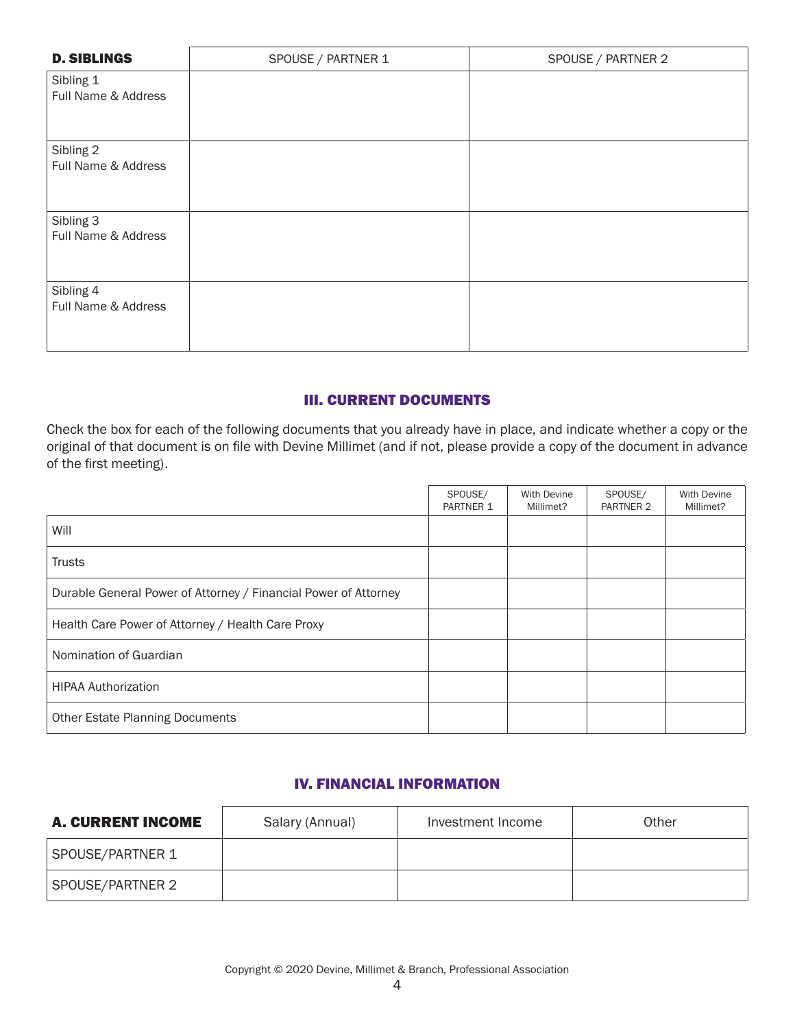| D. SIBLINGS | SPOUSE / PARTNER 1 | SPOUSE / PARTNER 2 |
| --- | --- | --- |
| Sibling 1<br>Full Name & Address | | |
| Sibling 2<br>Full Name & Address | | |
| Sibling 3<br>Full Name & Address | | |
| Sibling 4<br>Full Name & Address | | |

## III. CURRENT DOCUMENTS

Check the box for each of the following documents that you already have in place, and indicate whether a copy or the original of that document is on file with Devine Millimet (and if not, please provide a copy of the document in advance of the first meeting).

| | SPOUSE/ PARTNER 1 | With Devine Millimet? | SPOUSE/ PARTNER 2 | With Devine Millimet? |
| --- | --- | --- | --- | --- |
| Will | | | | |
| Trusts | | | | |
| Durable General Power of Attorney / Financial Power of Attorney | | | | |
| Health Care Power of Attorney / Health Care Proxy | | | | |
| Nomination of Guardian | | | | |
| HIPAA Authorization | | | | |
| Other Estate Planning Documents | | | | |

## IV. FINANCIAL INFORMATION

| A. CURRENT INCOME | Salary (Annual) | Investment Income | Other |
| --- | --- | --- | --- |
| SPOUSE/PARTNER 1 | | | |
| SPOUSE/PARTNER 2 | | | |

Copyright © 2020 Devine, Millimet & Branch, Professional Association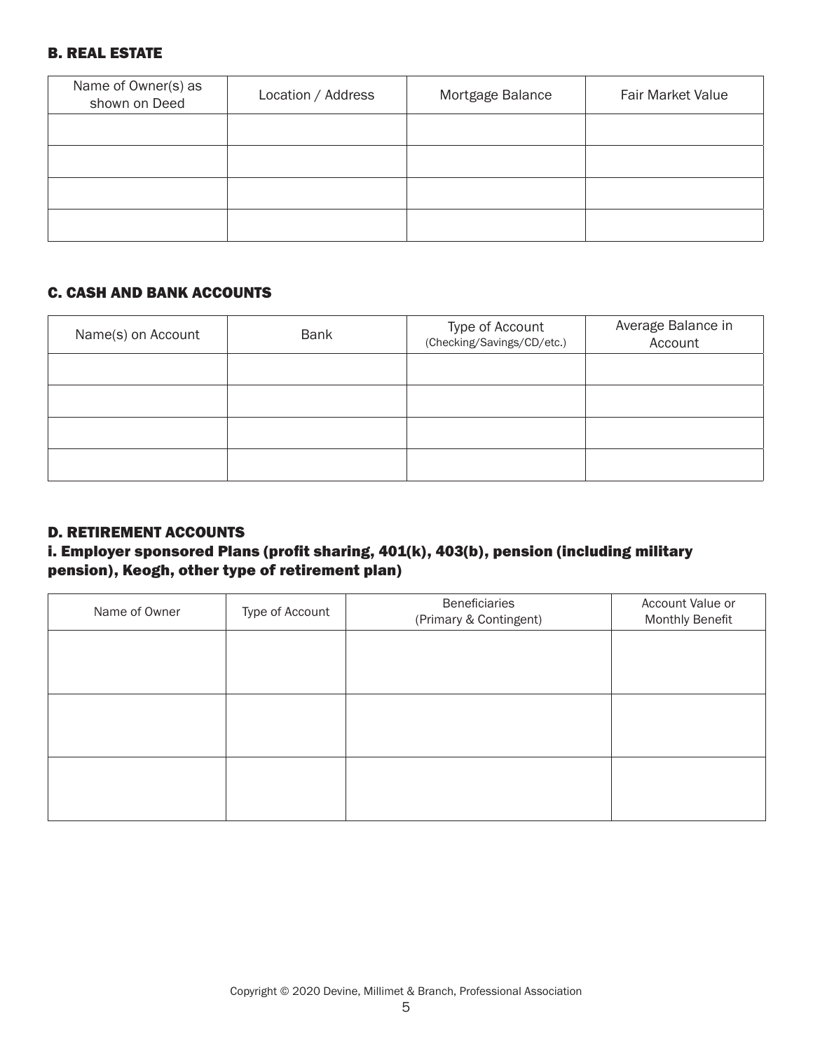### B. REAL ESTATE

| Name of Owner(s) as shown on Deed | Location / Address | Mortgage Balance | Fair Market Value |
|---|---|---|---|
| | | | |
| | | | |
| | | | |
| | | | |

### C. CASH AND BANK ACCOUNTS

| Name(s) on Account | Bank | Type of Account (Checking/Savings/CD/etc.) | Average Balance in Account |
|---|---|---|---|
| | | | |
| | | | |
| | | | |
| | | | |

### D. RETIREMENT ACCOUNTS

#### i. Employer sponsored Plans (profit sharing, 401(k), 403(b), pension (including military pension), Keogh, other type of retirement plan)

| Name of Owner | Type of Account | Beneficiaries (Primary & Contingent) | Account Value or Monthly Benefit |
|---|---|---|---|
| | | | |
| | | | |
| | | | |

Copyright © 2020 Devine, Millimet & Branch, Professional Association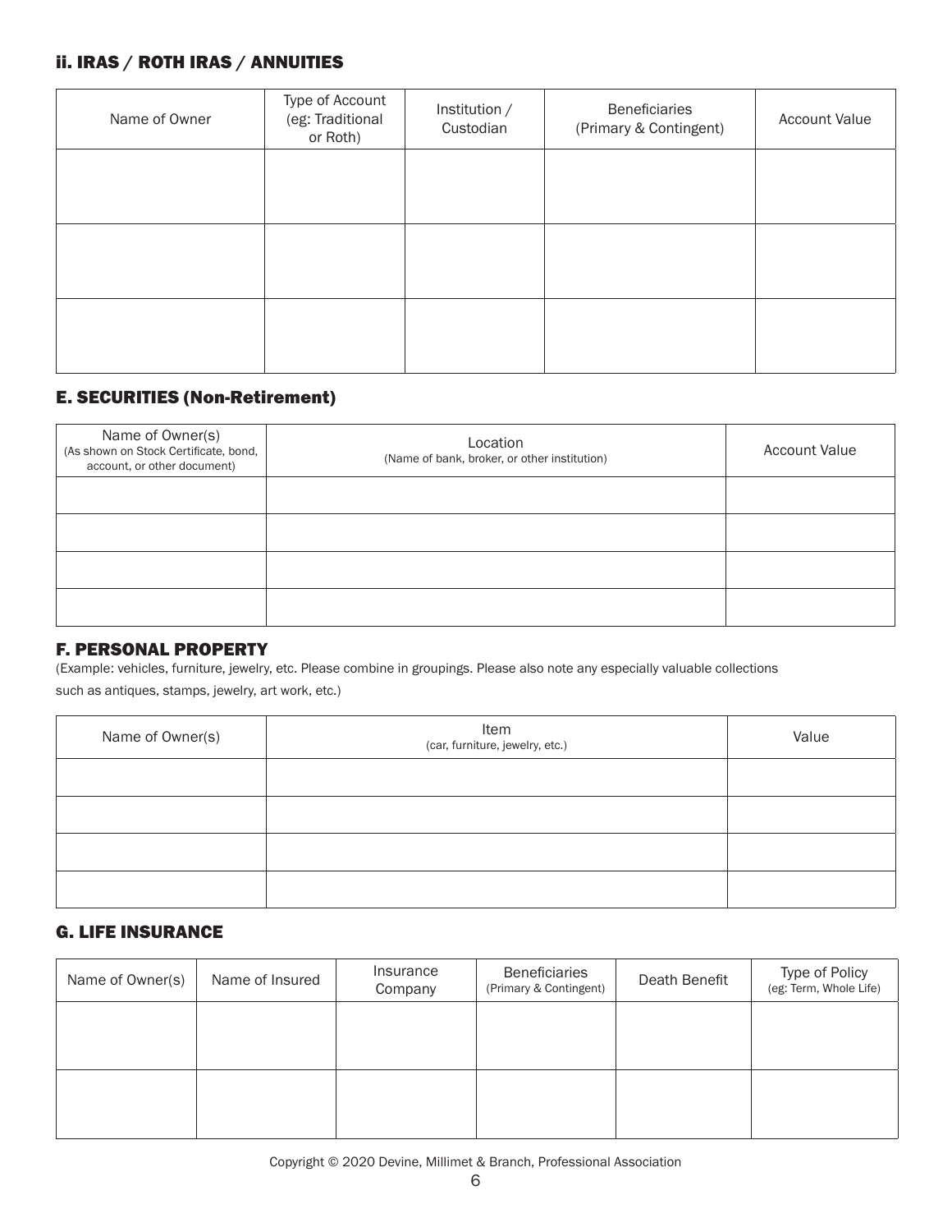### ii. IRAS / ROTH IRAS / ANNUITIES

| Name of Owner | Type of Account (eg: Traditional or Roth) | Institution / Custodian | Beneficiaries (Primary & Contingent) | Account Value |
|---|---|---|---|---|
| | | | | |
| | | | | |
| | | | | |

### E. SECURITIES (Non-Retirement)

| Name of Owner(s) (As shown on Stock Certificate, bond, account, or other document) | Location (Name of bank, broker, or other institution) | Account Value |
|---|---|---|
| | | |
| | | |
| | | |
| | | |

### F. PERSONAL PROPERTY

(Example: vehicles, furniture, jewelry, etc. Please combine in groupings. Please also note any especially valuable collections such as antiques, stamps, jewelry, art work, etc.)

| Name of Owner(s) | Item (car, furniture, jewelry, etc.) | Value |
|---|---|---|
| | | |
| | | |
| | | |
| | | |

### G. LIFE INSURANCE

| Name of Owner(s) | Name of Insured | Insurance Company | Beneficiaries (Primary & Contingent) | Death Benefit | Type of Policy (eg: Term, Whole Life) |
|---|---|---|---|---|---|
| | | | | | |
| | | | | | |

Copyright © 2020 Devine, Millimet & Branch, Professional Association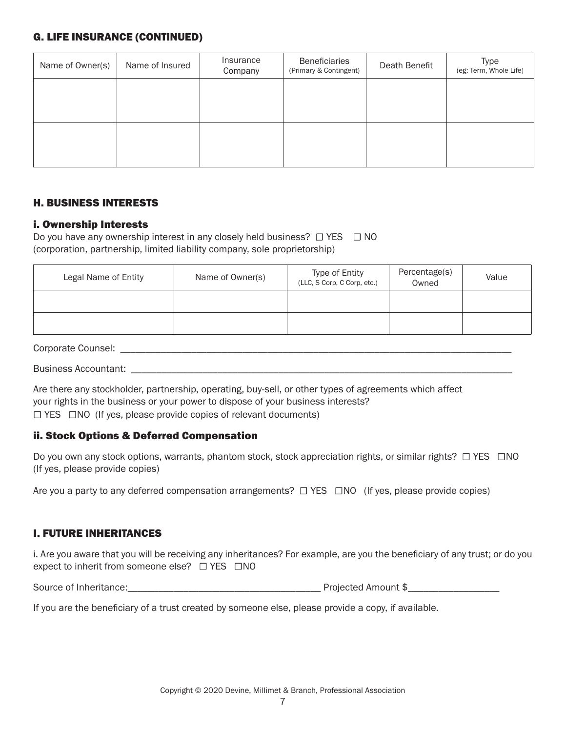## G. LIFE INSURANCE (CONTINUED)

| Name of Owner(s) | Name of Insured | Insurance Company | Beneficiaries (Primary & Contingent) | Death Benefit | Type (eg: Term, Whole Life) |
|---|---|---|---|---|---|
| | | | | | |
| | | | | | |

## H. BUSINESS INTERESTS

### i. Ownership Interests

Do you have any ownership interest in any closely held business? ☐ YES ☐ NO
(corporation, partnership, limited liability company, sole proprietorship)

| Legal Name of Entity | Name of Owner(s) | Type of Entity (LLC, S Corp, C Corp, etc.) | Percentage(s) Owned | Value |
|---|---|---|---|---|
| | | | | |
| | | | | |

Corporate Counsel: ______________________________________________________________________________

Business Accountant: ____________________________________________________________________________

Are there any stockholder, partnership, operating, buy-sell, or other types of agreements which affect your rights in the business or your power to dispose of your business interests?
☐ YES ☐NO (If yes, please provide copies of relevant documents)

### ii. Stock Options & Deferred Compensation

Do you own any stock options, warrants, phantom stock, stock appreciation rights, or similar rights? ☐ YES ☐NO
(If yes, please provide copies)

Are you a party to any deferred compensation arrangements? ☐ YES ☐NO (If yes, please provide copies)

## I. FUTURE INHERITANCES

i. Are you aware that you will be receiving any inheritances? For example, are you the beneficiary of any trust; or do you expect to inherit from someone else? ☐ YES ☐NO

Source of Inheritance:______________________________________ Projected Amount $__________________

If you are the beneficiary of a trust created by someone else, please provide a copy, if available.

Copyright © 2020 Devine, Millimet & Branch, Professional Association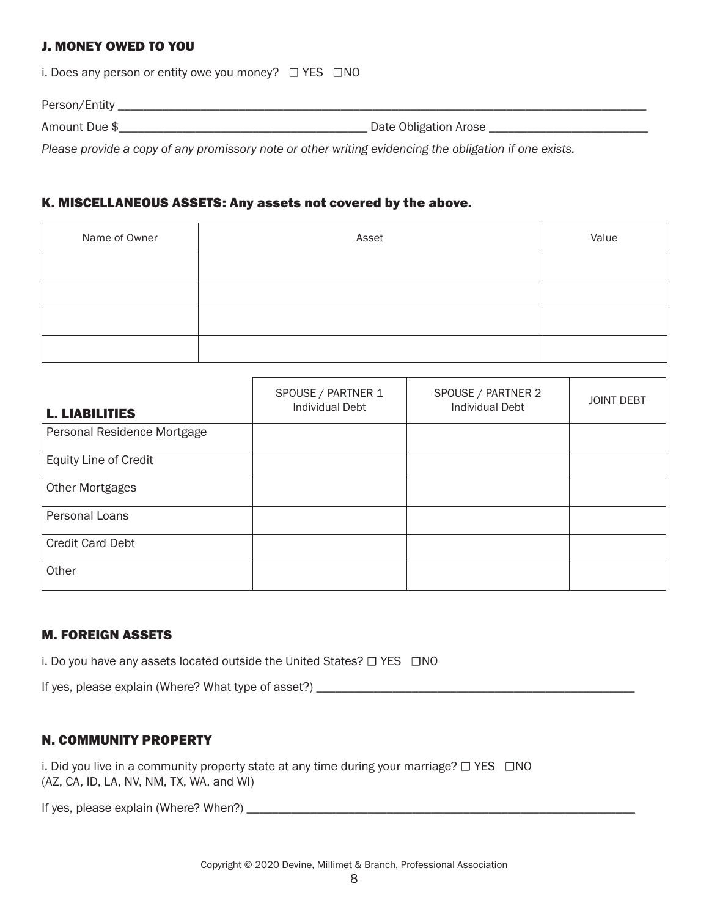### J. MONEY OWED TO YOU

i. Does any person or entity owe you money? ☐ YES ☐NO

Person/Entity ____________________________________________________________________________________

Amount Due $________________________________________ Date Obligation Arose __________________________

*Please provide a copy of any promissory note or other writing evidencing the obligation if one exists.*

### K. MISCELLANEOUS ASSETS: Any assets not covered by the above.

| Name of Owner | Asset | Value |
|---|---|---|
| | | |
| | | |
| | | |
| | | |

| L. LIABILITIES | SPOUSE / PARTNER 1 Individual Debt | SPOUSE / PARTNER 2 Individual Debt | JOINT DEBT |
|---|---|---|---|
| Personal Residence Mortgage | | | |
| Equity Line of Credit | | | |
| Other Mortgages | | | |
| Personal Loans | | | |
| Credit Card Debt | | | |
| Other | | | |

### M. FOREIGN ASSETS

i. Do you have any assets located outside the United States? ☐ YES ☐NO

If yes, please explain (Where? What type of asset?) ____________________________________________________

### N. COMMUNITY PROPERTY

i. Did you live in a community property state at any time during your marriage? ☐ YES ☐NO
(AZ, CA, ID, LA, NV, NM, TX, WA, and WI)

If yes, please explain (Where? When?) ________________________________________________________________

Copyright © 2020 Devine, Millimet & Branch, Professional Association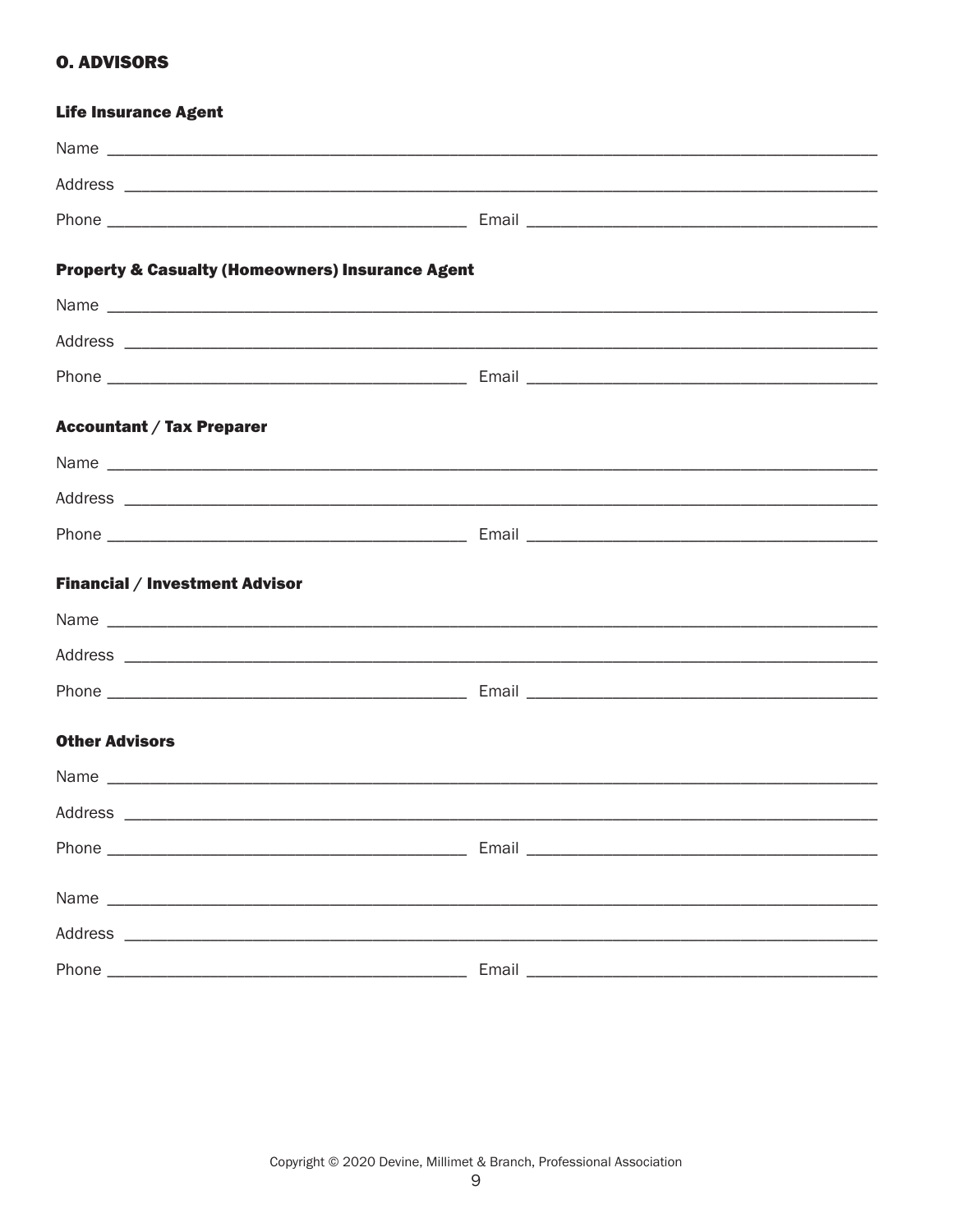## O. ADVISORS

### Life Insurance Agent

Name ______________________________________________________________________________

Address ____________________________________________________________________________

Phone ___________________________________ Email ___________________________________

### Property & Casualty (Homeowners) Insurance Agent

Name ______________________________________________________________________________

Address ____________________________________________________________________________

Phone ___________________________________ Email ___________________________________

### Accountant / Tax Preparer

Name ______________________________________________________________________________

Address ____________________________________________________________________________

Phone ___________________________________ Email ___________________________________

### Financial / Investment Advisor

Name ______________________________________________________________________________

Address ____________________________________________________________________________

Phone ___________________________________ Email ___________________________________

### Other Advisors

Name ______________________________________________________________________________

Address ____________________________________________________________________________

Phone ___________________________________ Email ___________________________________

Name ______________________________________________________________________________

Address ____________________________________________________________________________

Phone ___________________________________ Email ___________________________________

Copyright © 2020 Devine, Millimet & Branch, Professional Association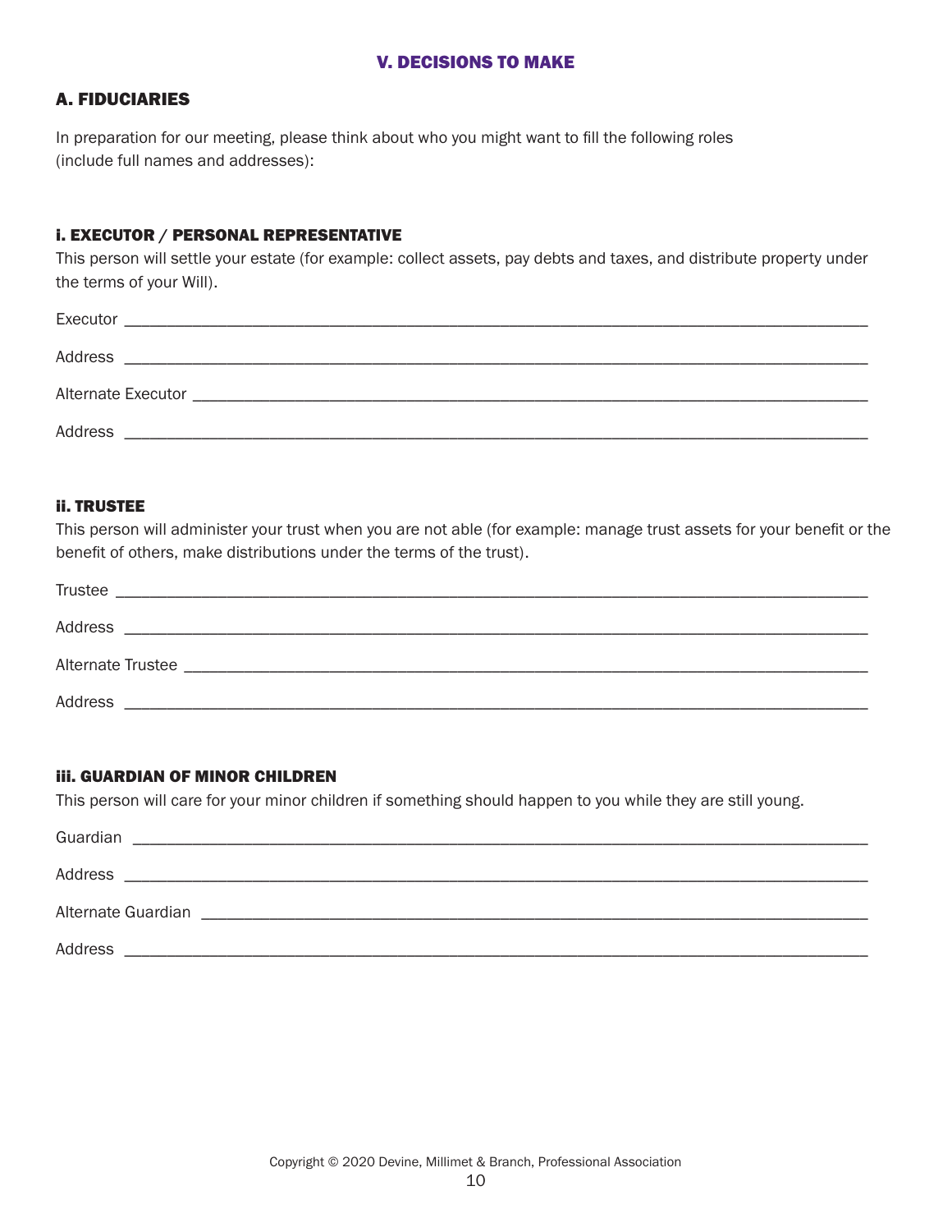## V. DECISIONS TO MAKE

### A. FIDUCIARIES

In preparation for our meeting, please think about who you might want to fill the following roles (include full names and addresses):

#### i. EXECUTOR / PERSONAL REPRESENTATIVE

This person will settle your estate (for example: collect assets, pay debts and taxes, and distribute property under the terms of your Will).

Executor ______________________________________________________________________________

Address ______________________________________________________________________________

Alternate Executor ______________________________________________________________________

Address ______________________________________________________________________________

#### ii. TRUSTEE

This person will administer your trust when you are not able (for example: manage trust assets for your benefit or the benefit of others, make distributions under the terms of the trust).

Trustee ______________________________________________________________________________

Address ______________________________________________________________________________

Alternate Trustee _______________________________________________________________________

Address ______________________________________________________________________________

#### iii. GUARDIAN OF MINOR CHILDREN

This person will care for your minor children if something should happen to you while they are still young.

Guardian ______________________________________________________________________________

Address ______________________________________________________________________________

Alternate Guardian ______________________________________________________________________

Address ______________________________________________________________________________

Copyright © 2020 Devine, Millimet & Branch, Professional Association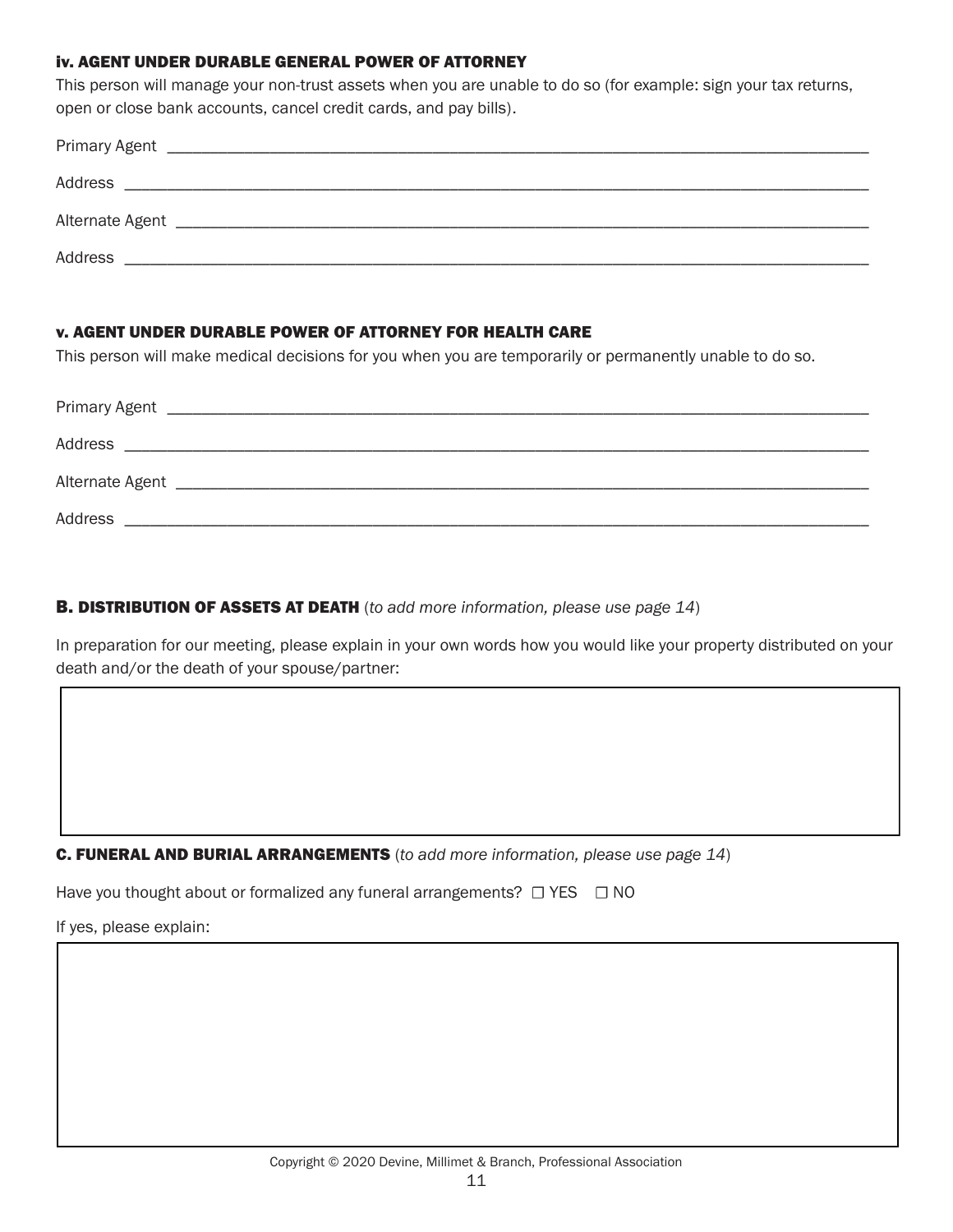### iv. AGENT UNDER DURABLE GENERAL POWER OF ATTORNEY

This person will manage your non-trust assets when you are unable to do so (for example: sign your tax returns, open or close bank accounts, cancel credit cards, and pay bills).

Primary Agent ______________________________________________________________________________

Address ___________________________________________________________________________________

Alternate Agent ____________________________________________________________________________

Address ___________________________________________________________________________________

### v. AGENT UNDER DURABLE POWER OF ATTORNEY FOR HEALTH CARE

This person will make medical decisions for you when you are temporarily or permanently unable to do so.

Primary Agent ______________________________________________________________________________

Address ___________________________________________________________________________________

Alternate Agent ____________________________________________________________________________

Address ___________________________________________________________________________________

## B. DISTRIBUTION OF ASSETS AT DEATH (*to add more information, please use page 14*)

In preparation for our meeting, please explain in your own words how you would like your property distributed on your death and/or the death of your spouse/partner:

## C. FUNERAL AND BURIAL ARRANGEMENTS (*to add more information, please use page 14*)

Have you thought about or formalized any funeral arrangements? ☐ YES ☐ NO

If yes, please explain:

Copyright © 2020 Devine, Millimet & Branch, Professional Association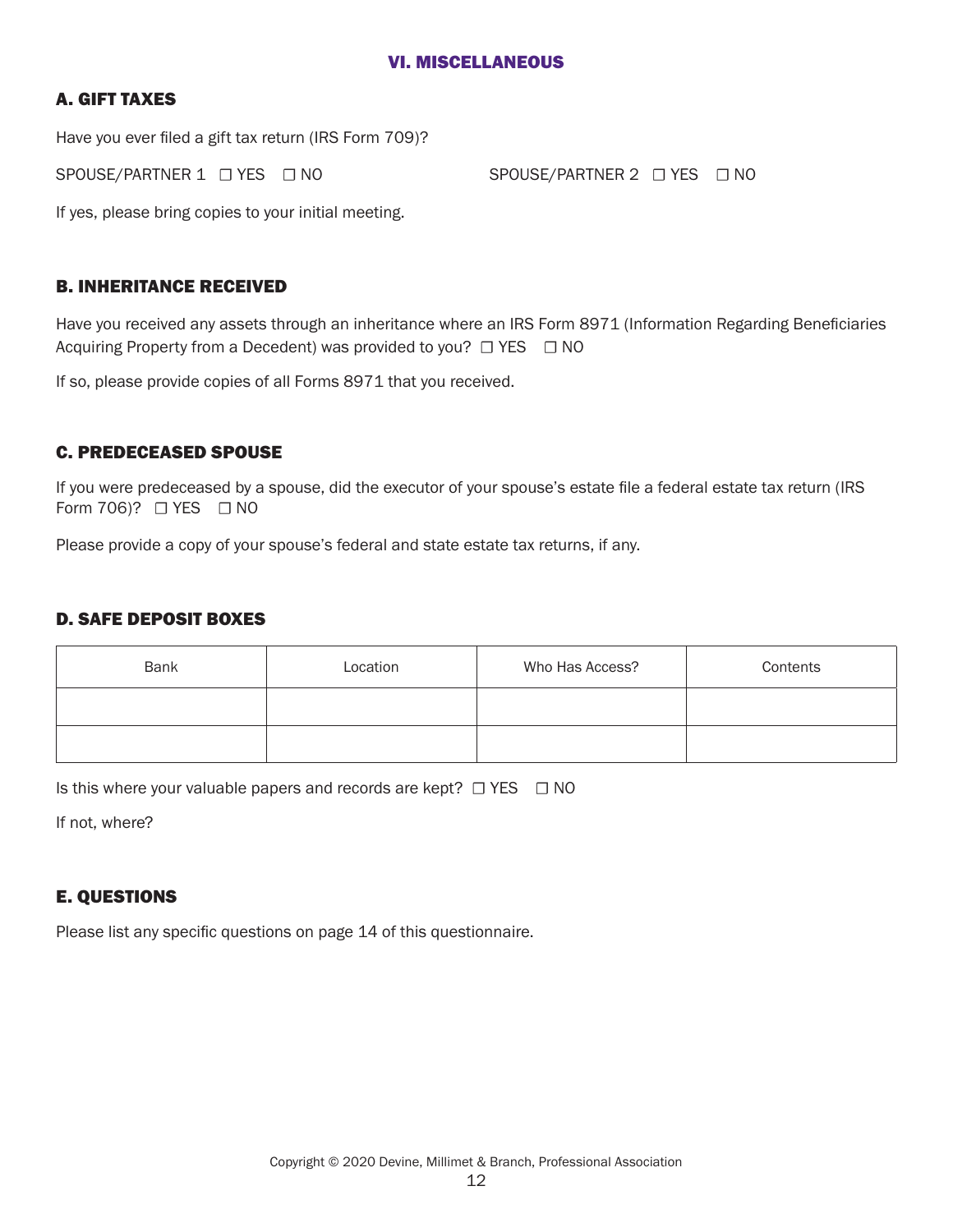## VI. MISCELLANEOUS

### A. GIFT TAXES

Have you ever filed a gift tax return (IRS Form 709)?

SPOUSE/PARTNER 1 ☐ YES ☐ NO    SPOUSE/PARTNER 2 ☐ YES ☐ NO

If yes, please bring copies to your initial meeting.

### B. INHERITANCE RECEIVED

Have you received any assets through an inheritance where an IRS Form 8971 (Information Regarding Beneficiaries Acquiring Property from a Decedent) was provided to you? ☐ YES ☐ NO

If so, please provide copies of all Forms 8971 that you received.

### C. PREDECEASED SPOUSE

If you were predeceased by a spouse, did the executor of your spouse's estate file a federal estate tax return (IRS Form 706)? ☐ YES ☐ NO

Please provide a copy of your spouse's federal and state estate tax returns, if any.

### D. SAFE DEPOSIT BOXES

| Bank | Location | Who Has Access? | Contents |
| --- | --- | --- | --- |
| | | | |
| | | | |

Is this where your valuable papers and records are kept? ☐ YES ☐ NO

If not, where?

### E. QUESTIONS

Please list any specific questions on page 14 of this questionnaire.

Copyright © 2020 Devine, Millimet & Branch, Professional Association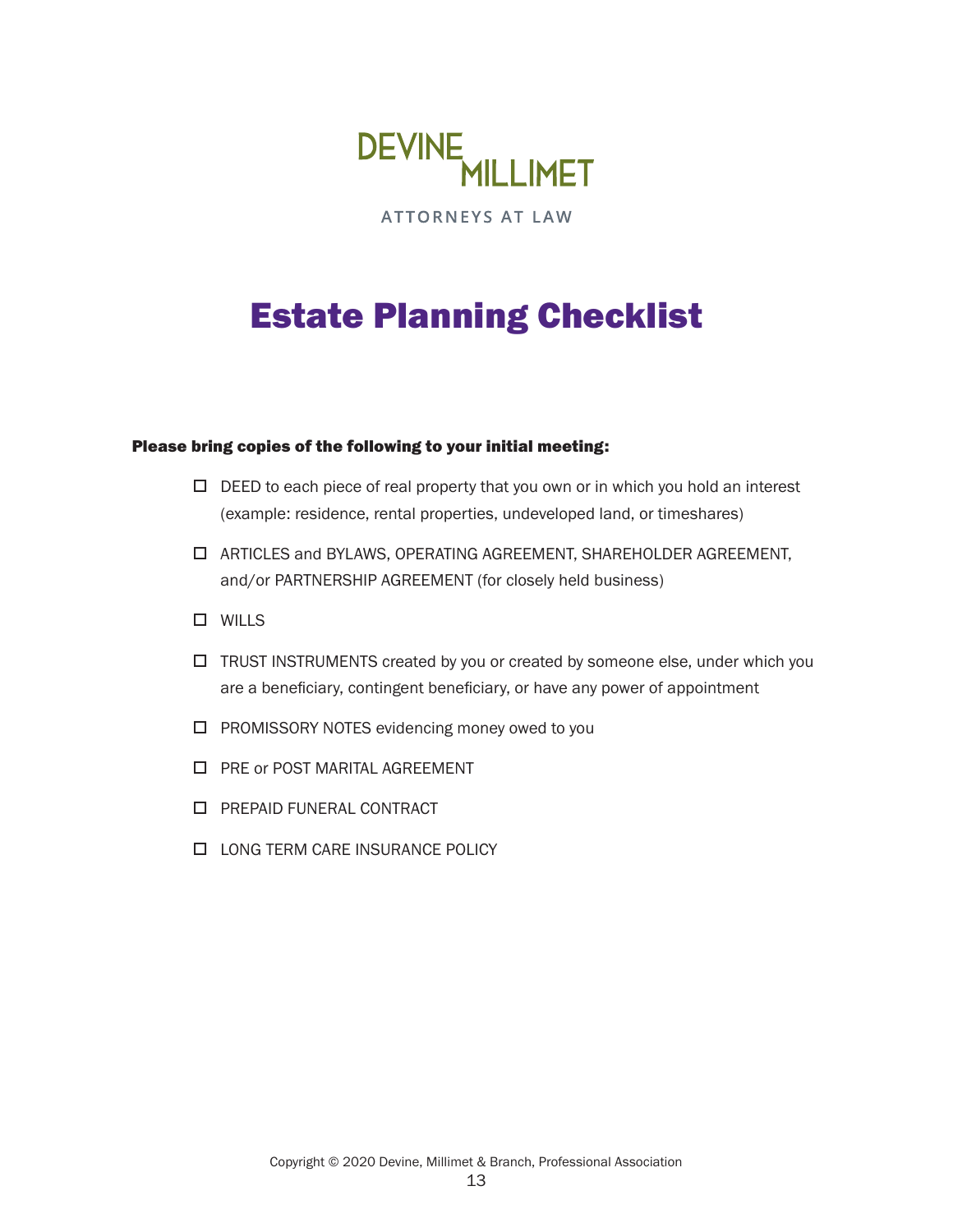DEVINE MILLIMET

ATTORNEYS AT LAW

# Estate Planning Checklist

**Please bring copies of the following to your initial meeting:**

- ☐ DEED to each piece of real property that you own or in which you hold an interest (example: residence, rental properties, undeveloped land, or timeshares)
- ☐ ARTICLES and BYLAWS, OPERATING AGREEMENT, SHAREHOLDER AGREEMENT, and/or PARTNERSHIP AGREEMENT (for closely held business)
- ☐ WILLS
- ☐ TRUST INSTRUMENTS created by you or created by someone else, under which you are a beneficiary, contingent beneficiary, or have any power of appointment
- ☐ PROMISSORY NOTES evidencing money owed to you
- ☐ PRE or POST MARITAL AGREEMENT
- ☐ PREPAID FUNERAL CONTRACT
- ☐ LONG TERM CARE INSURANCE POLICY

Copyright © 2020 Devine, Millimet & Branch, Professional Association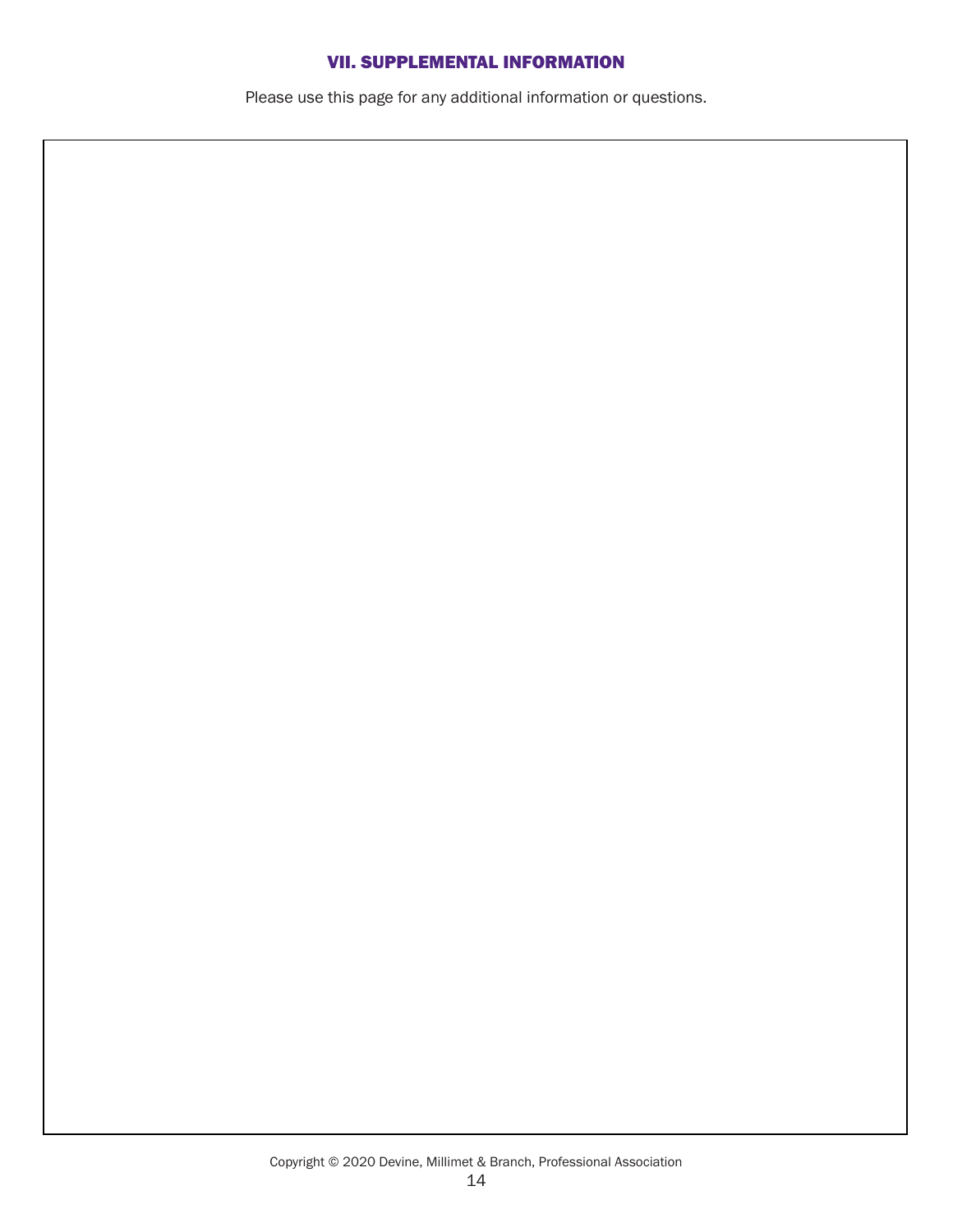## VII. SUPPLEMENTAL INFORMATION

Please use this page for any additional information or questions.

Copyright © 2020 Devine, Millimet & Branch, Professional Association